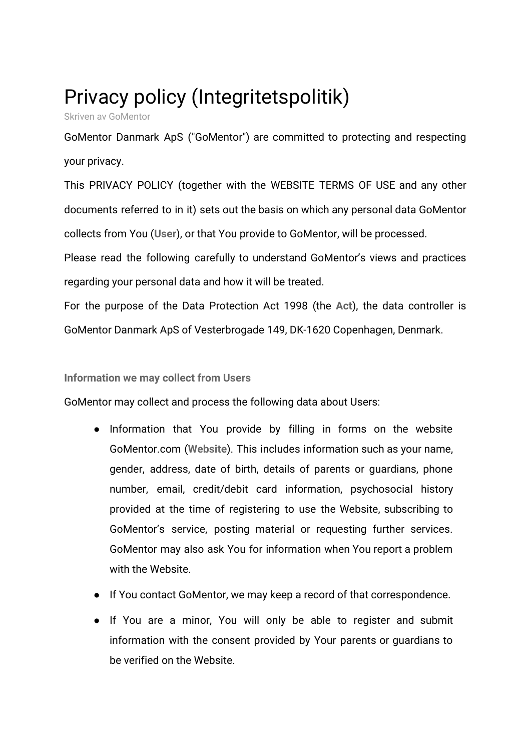# Privacy policy (Integritetspolitik)

Skriven av GoMentor

GoMentor Danmark ApS ("GoMentor") are committed to protecting and respecting your privacy.

This PRIVACY POLICY (together with the WEBSITE TERMS OF USE and any other documents referred to in it) sets out the basis on which any personal data GoMentor collects from You (**User**), or that You provide to GoMentor, will be processed.

Please read the following carefully to understand GoMentor's views and practices regarding your personal data and how it will be treated.

For the purpose of the Data Protection Act 1998 (the **Act**), the data controller is GoMentor Danmark ApS of Vesterbrogade 149, DK-1620 Copenhagen, Denmark.

### Information we may collect from Users

GoMentor may collect and process the following data about Users:

- Information that You provide by filling in forms on the website GoMentor.com (**Website**). This includes information such as your name, gender, address, date of birth, details of parents or guardians, phone number, email, credit/debit card information, psychosocial history provided at the time of registering to use the Website, subscribing to GoMentor's service, posting material or requesting further services. GoMentor may also ask You for information when You report a problem with the Website.
- If You contact GoMentor, we may keep a record of that correspondence.
- If You are a minor, You will only be able to register and submit information with the consent provided by Your parents or guardians to be verified on the Website.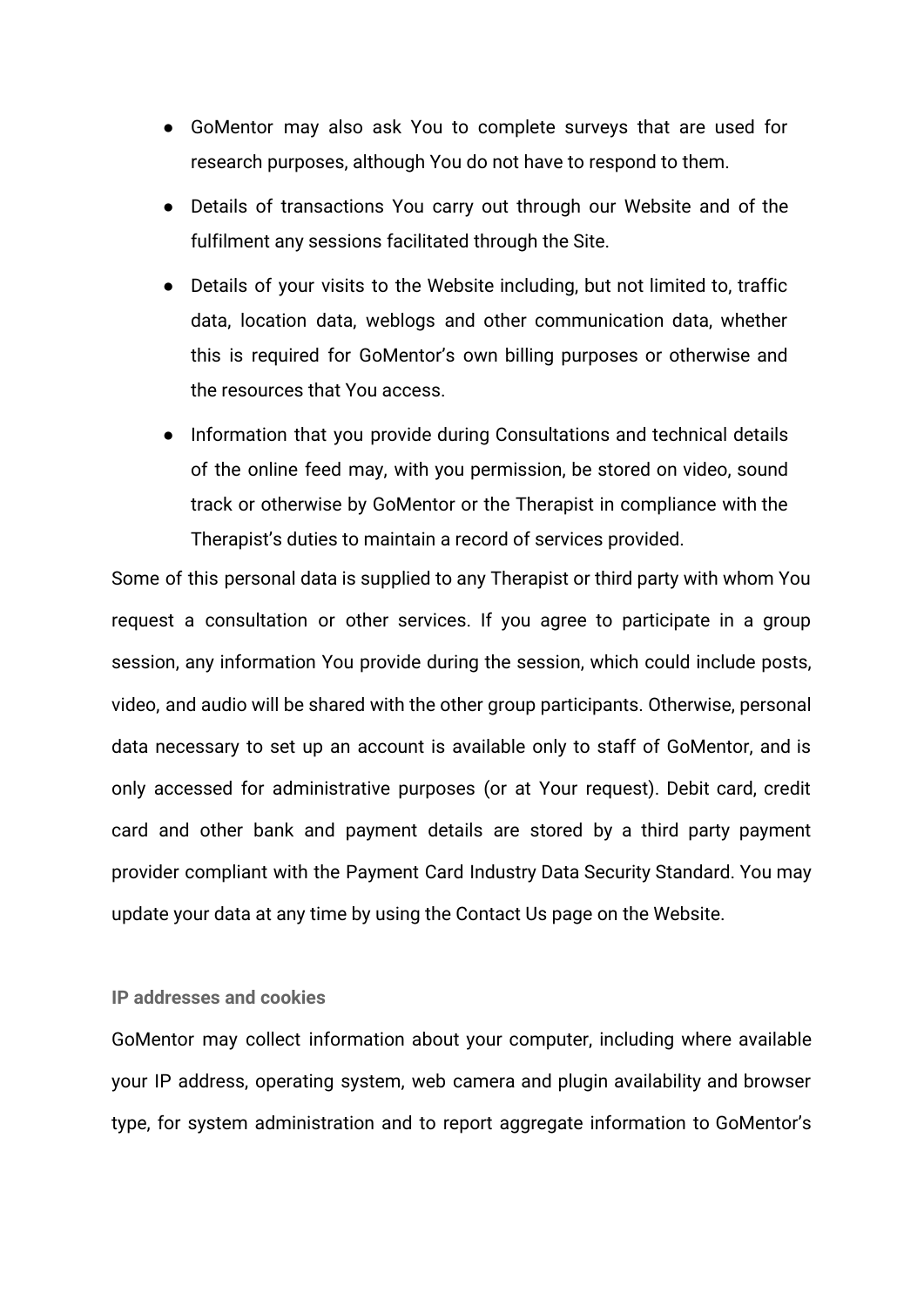- GoMentor may also ask You to complete surveys that are used for research purposes, although You do not have to respond to them.
- Details of transactions You carry out through our Website and of the fulfilment any sessions facilitated through the Site.
- Details of your visits to the Website including, but not limited to, traffic data, location data, weblogs and other communication data, whether this is required for GoMentor's own billing purposes or otherwise and the resources that You access.
- Information that you provide during Consultations and technical details of the online feed may, with you permission, be stored on video, sound track or otherwise by GoMentor or the Therapist in compliance with the Therapist's duties to maintain a record of services provided.

Some of this personal data is supplied to any Therapist or third party with whom You request a consultation or other services. If you agree to participate in a group session, any information You provide during the session, which could include posts, video, and audio will be shared with the other group participants. Otherwise, personal data necessary to set up an account is available only to staff of GoMentor, and is only accessed for administrative purposes (or at Your request). Debit card, credit card and other bank and payment details are stored by a third party payment provider compliant with the Payment Card Industry Data Security Standard. You may update your data at any time by using the Contact Us page on the Website.

#### IP addresses and cookies

GoMentor may collect information about your computer, including where available your IP address, operating system, web camera and plugin availability and browser type, for system administration and to report aggregate information to GoMentor's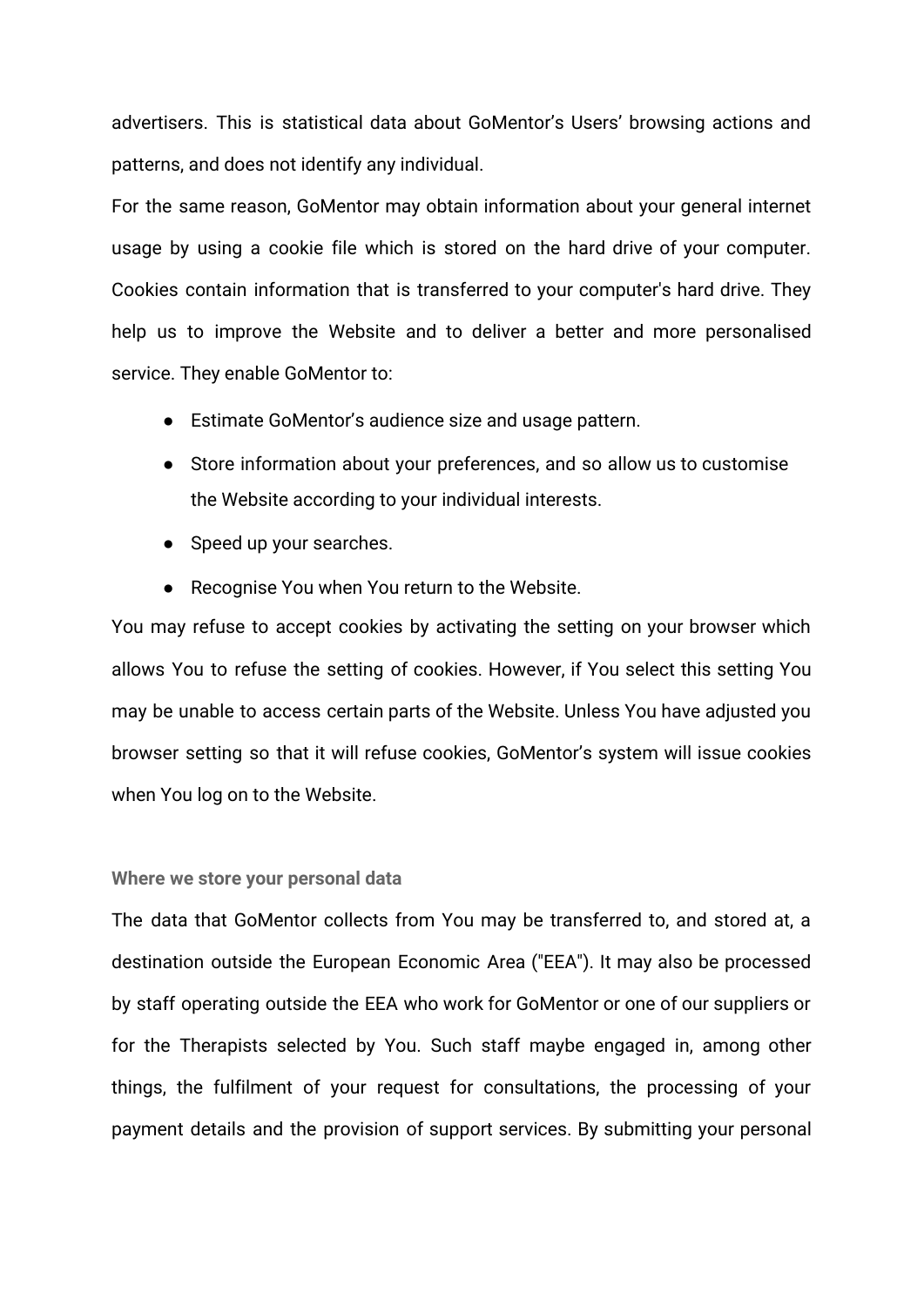advertisers. This is statistical data about GoMentor's Users' browsing actions and patterns, and does not identify any individual.

For the same reason, GoMentor may obtain information about your general internet usage by using a cookie file which is stored on the hard drive of your computer. Cookies contain information that is transferred to your computer's hard drive. They help us to improve the Website and to deliver a better and more personalised service. They enable GoMentor to:

- Estimate GoMentor's audience size and usage pattern.
- Store information about your preferences, and so allow us to customise the Website according to your individual interests.
- Speed up your searches.
- Recognise You when You return to the Website.

You may refuse to accept cookies by activating the setting on your browser which allows You to refuse the setting of cookies. However, if You select this setting You may be unable to access certain parts of the Website. Unless You have adjusted you browser setting so that it will refuse cookies, GoMentor's system will issue cookies when You log on to the Website.

### Where we store your personal data

The data that GoMentor collects from You may be transferred to, and stored at, a destination outside the European Economic Area ("EEA"). It may also be processed by staff operating outside the EEA who work for GoMentor or one of our suppliers or for the Therapists selected by You. Such staff maybe engaged in, among other things, the fulfilment of your request for consultations, the processing of your payment details and the provision of support services. By submitting your personal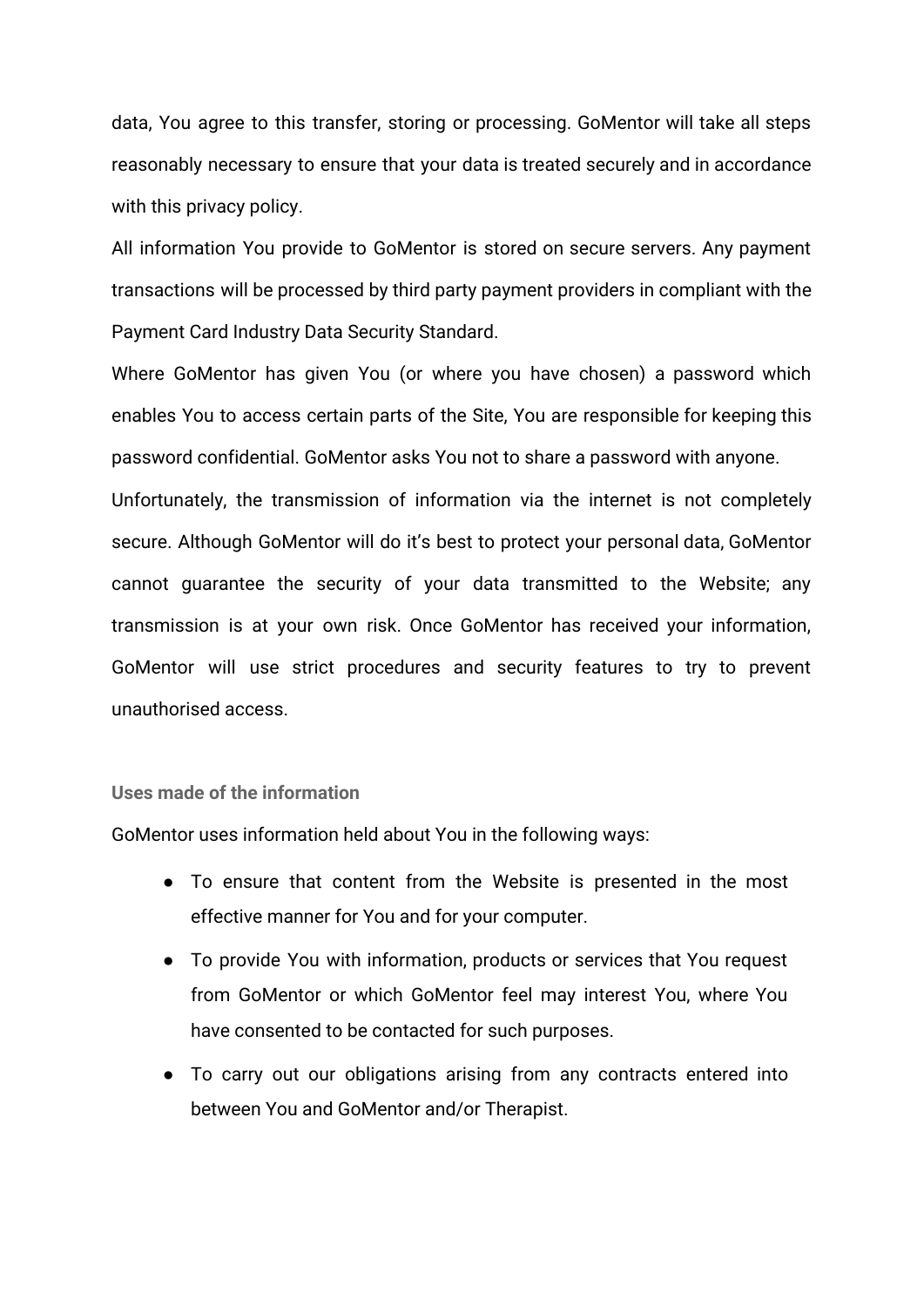data, You agree to this transfer, storing or processing. GoMentor will take all steps reasonably necessary to ensure that your data is treated securely and in accordance with this privacy policy.

All information You provide to GoMentor is stored on secure servers. Any payment transactions will be processed by third party payment providers in compliant with the Payment Card Industry Data Security Standard.

Where GoMentor has given You (or where you have chosen) a password which enables You to access certain parts of the Site, You are responsible for keeping this password confidential. GoMentor asks You not to share a password with anyone.

Unfortunately, the transmission of information via the internet is not completely secure. Although GoMentor will do it's best to protect your personal data, GoMentor cannot guarantee the security of your data transmitted to the Website; any transmission is at your own risk. Once GoMentor has received your information, GoMentor will use strict procedures and security features to try to prevent unauthorised access.

### Uses made of the information

GoMentor uses information held about You in the following ways:

- To ensure that content from the Website is presented in the most effective manner for You and for your computer.
- To provide You with information, products or services that You request from GoMentor or which GoMentor feel may interest You, where You have consented to be contacted for such purposes.
- To carry out our obligations arising from any contracts entered into between You and GoMentor and/or Therapist.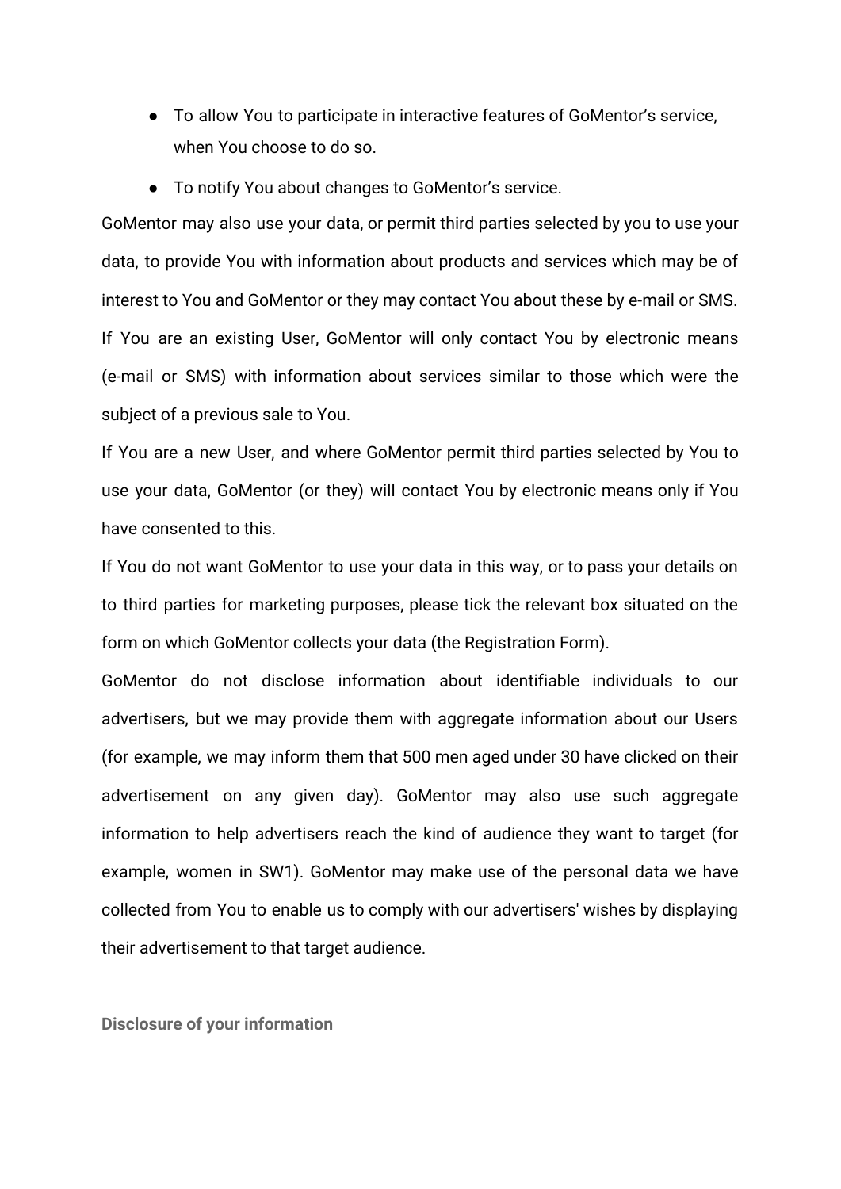- To allow You to participate in interactive features of GoMentor's service, when You choose to do so.
- To notify You about changes to GoMentor's service.

GoMentor may also use your data, or permit third parties selected by you to use your data, to provide You with information about products and services which may be of interest to You and GoMentor or they may contact You about these by e-mail or SMS.

If You are an existing User, GoMentor will only contact You by electronic means (e-mail or SMS) with information about services similar to those which were the subject of a previous sale to You.

If You are a new User, and where GoMentor permit third parties selected by You to use your data, GoMentor (or they) will contact You by electronic means only if You have consented to this.

If You do not want GoMentor to use your data in this way, or to pass your details on to third parties for marketing purposes, please tick the relevant box situated on the form on which GoMentor collects your data (the Registration Form).

GoMentor do not disclose information about identifiable individuals to our advertisers, but we may provide them with aggregate information about our Users (for example, we may inform them that 500 men aged under 30 have clicked on their advertisement on any given day). GoMentor may also use such aggregate information to help advertisers reach the kind of audience they want to target (for example, women in SW1). GoMentor may make use of the personal data we have collected from You to enable us to comply with our advertisers' wishes by displaying their advertisement to that target audience.

**Disclosure of your information**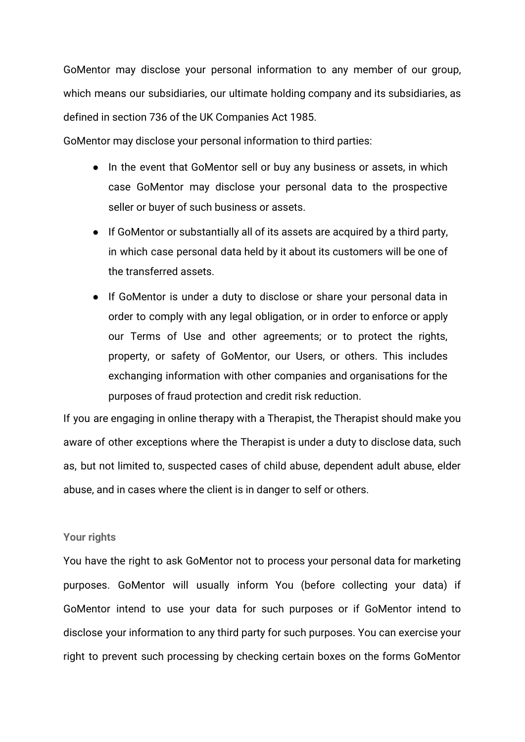GoMentor may disclose your personal information to any member of our group, which means our subsidiaries, our ultimate holding company and its subsidiaries, as defined in section 736 of the UK Companies Act 1985.

GoMentor may disclose your personal information to third parties:

- In the event that GoMentor sell or buy any business or assets, in which case GoMentor may disclose your personal data to the prospective seller or buyer of such business or assets.
- If GoMentor or substantially all of its assets are acquired by a third party, in which case personal data held by it about its customers will be one of the transferred assets.
- If GoMentor is under a duty to disclose or share your personal data in order to comply with any legal obligation, or in order to enforce or apply our Terms of Use and other agreements; or to protect the rights, property, or safety of GoMentor, our Users, or others. This includes exchanging information with other companies and organisations for the purposes of fraud protection and credit risk reduction.

If you are engaging in online therapy with a Therapist, the Therapist should make you aware of other exceptions where the Therapist is under a duty to disclose data, such as, but not limited to, suspected cases of child abuse, dependent adult abuse, elder abuse, and in cases where the client is in danger to self or others.

### Your rights

You have the right to ask GoMentor not to process your personal data for marketing purposes. GoMentor will usually inform You (before collecting your data) if GoMentor intend to use your data for such purposes or if GoMentor intend to disclose your information to any third party for such purposes. You can exercise your right to prevent such processing by checking certain boxes on the forms GoMentor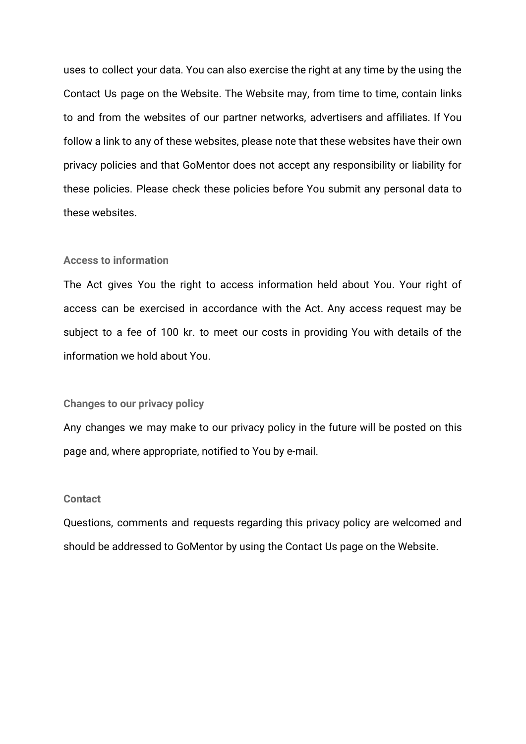uses to collect your data. You can also exercise the right at any time by the using the Contact Us page on the Website. The Website may, from time to time, contain links to and from the websites of our partner networks, advertisers and affiliates. If You follow a link to any of these websites, please note that these websites have their own privacy policies and that GoMentor does not accept any responsibility or liability for these policies. Please check these policies before You submit any personal data to these websites.

### Access to information

The Act gives You the right to access information held about You. Your right of access can be exercised in accordance with the Act. Any access request may be subject to a fee of 100 kr. to meet our costs in providing You with details of the information we hold about You.

### Changes to our privacy policy

Any changes we may make to our privacy policy in the future will be posted on this page and, where appropriate, notified to You by e-mail.

### Contact

Questions, comments and requests regarding this privacy policy are welcomed and should be addressed to GoMentor by using the Contact Us page on the Website.